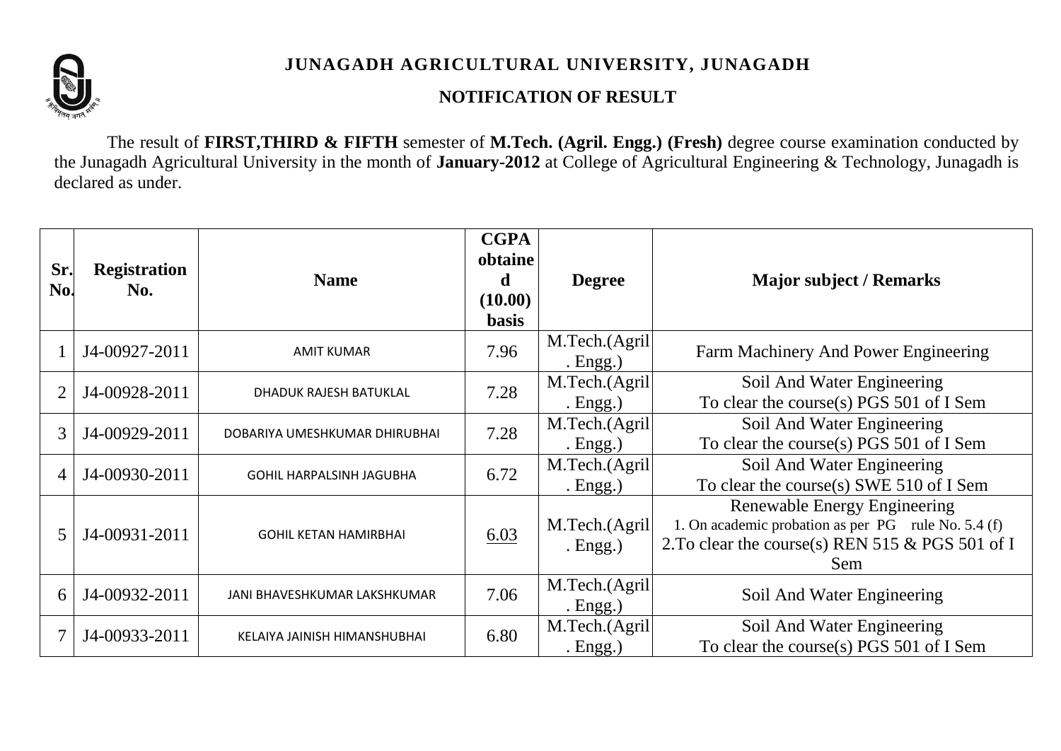# JUNAGADH AGRICULTURAL UNIVERSITY, JUNAGADH

## NOTIFICATION OF RESULT

The result of **FIRST,THIRD & FIFTH** semester of **M.Tech. (Agril. Engg.) (Fresh)** degree course examination conducted by the Junagadh Agricultural University in the month of **January-2012** at College of Agricultural Engineering & Technology, Junagadh is declared as under.

| Sr. No. | Registration No. | Name | CGPA obtained (10.00) basis | Degree | Major subject / Remarks |
|---|---|---|---|---|---|
| 1 | J4-00927-2011 | AMIT KUMAR | 7.96 | M.Tech.(Agril. Engg.) | Farm Machinery And Power Engineering |
| 2 | J4-00928-2011 | DHADUK RAJESH BATUKLAL | 7.28 | M.Tech.(Agril. Engg.) | Soil And Water Engineering<br>To clear the course(s) PGS 501 of I Sem |
| 3 | J4-00929-2011 | DOBARIYA UMESHKUMAR DHIRUBHAI | 7.28 | M.Tech.(Agril. Engg.) | Soil And Water Engineering<br>To clear the course(s) PGS 501 of I Sem |
| 4 | J4-00930-2011 | GOHIL HARPALSINH JAGUBHA | 6.72 | M.Tech.(Agril. Engg.) | Soil And Water Engineering<br>To clear the course(s) SWE 510 of I Sem |
| 5 | J4-00931-2011 | GOHIL KETAN HAMIRBHAI | 6.03 | M.Tech.(Agril. Engg.) | Renewable Energy Engineering<br>1. On academic probation as per PG rule No. 5.4 (f)<br>2.To clear the course(s) REN 515 & PGS 501 of I Sem |
| 6 | J4-00932-2011 | JANI BHAVESHKUMAR LAKSHKUMAR | 7.06 | M.Tech.(Agril. Engg.) | Soil And Water Engineering |
| 7 | J4-00933-2011 | KELAIYA JAINISH HIMANSHUBHAI | 6.80 | M.Tech.(Agril. Engg.) | Soil And Water Engineering<br>To clear the course(s) PGS 501 of I Sem |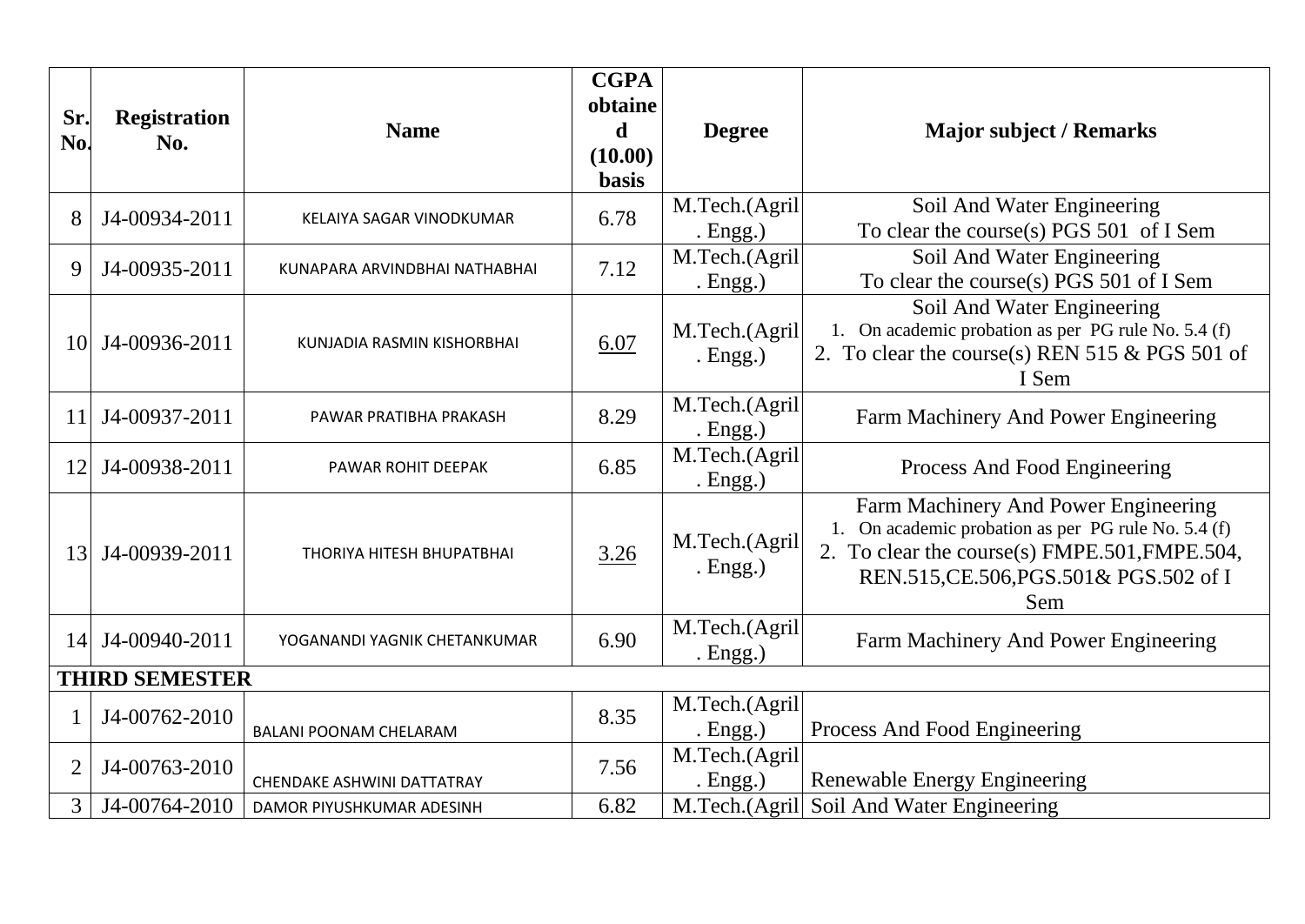| Sr. No. | Registration No. | Name | CGPA obtained (10.00) basis | Degree | Major subject / Remarks |
|---|---|---|---|---|---|
| 8 | J4-00934-2011 | KELAIYA SAGAR VINODKUMAR | 6.78 | M.Tech.(Agril. Engg.) | Soil And Water Engineering<br>To clear the course(s) PGS 501 of I Sem |
| 9 | J4-00935-2011 | KUNAPARA ARVINDBHAI NATHABHAI | 7.12 | M.Tech.(Agril. Engg.) | Soil And Water Engineering<br>To clear the course(s) PGS 501 of I Sem |
| 10 | J4-00936-2011 | KUNJADIA RASMIN KISHORBHAI | 6.07 | M.Tech.(Agril. Engg.) | Soil And Water Engineering<br>1. On academic probation as per PG rule No. 5.4 (f)<br>2. To clear the course(s) REN 515 & PGS 501 of I Sem |
| 11 | J4-00937-2011 | PAWAR PRATIBHA PRAKASH | 8.29 | M.Tech.(Agril. Engg.) | Farm Machinery And Power Engineering |
| 12 | J4-00938-2011 | PAWAR ROHIT DEEPAK | 6.85 | M.Tech.(Agril. Engg.) | Process And Food Engineering |
| 13 | J4-00939-2011 | THORIYA HITESH BHUPATBHAI | 3.26 | M.Tech.(Agril. Engg.) | Farm Machinery And Power Engineering<br>1. On academic probation as per PG rule No. 5.4 (f)<br>2. To clear the course(s) FMPE.501,FMPE.504, REN.515,CE.506,PGS.501& PGS.502 of I Sem |
| 14 | J4-00940-2011 | YOGANANDI YAGNIK CHETANKUMAR | 6.90 | M.Tech.(Agril. Engg.) | Farm Machinery And Power Engineering |
| **THIRD SEMESTER** | | | | | |
| 1 | J4-00762-2010 | BALANI POONAM CHELARAM | 8.35 | M.Tech.(Agril. Engg.) | Process And Food Engineering |
| 2 | J4-00763-2010 | CHENDAKE ASHWINI DATTATRAY | 7.56 | M.Tech.(Agril. Engg.) | Renewable Energy Engineering |
| 3 | J4-00764-2010 | DAMOR PIYUSHKUMAR ADESINH | 6.82 | M.Tech.(Agril | Soil And Water Engineering |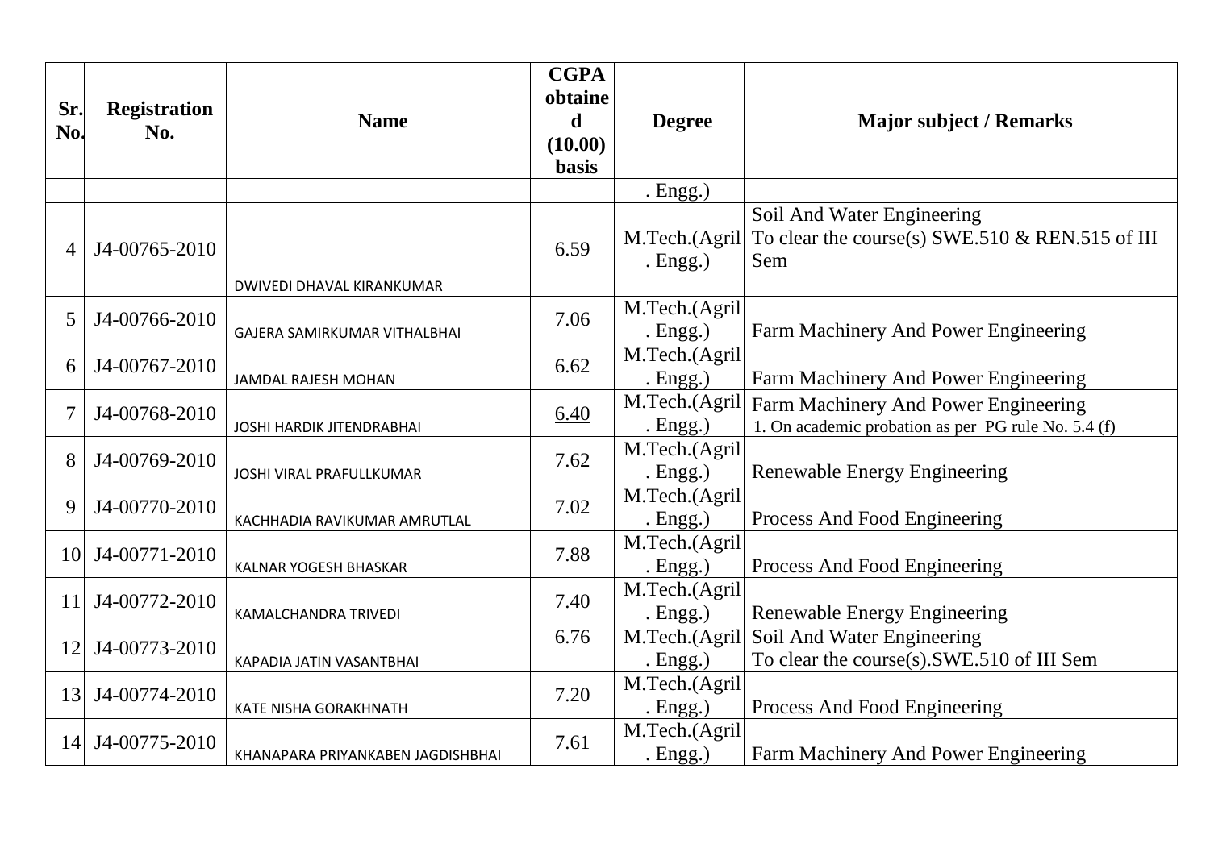| Sr. No. | Registration No. | Name | CGPA obtained (10.00) basis | Degree | Major subject / Remarks |
|---|---|---|---|---|---|
| | | | | . Engg.) | |
| 4 | J4-00765-2010 | DWIVEDI DHAVAL KIRANKUMAR | 6.59 | M.Tech.(Agril. Engg.) | Soil And Water Engineering<br>To clear the course(s) SWE.510 & REN.515 of III Sem |
| 5 | J4-00766-2010 | GAJERA SAMIRKUMAR VITHALBHAI | 7.06 | M.Tech.(Agril. Engg.) | Farm Machinery And Power Engineering |
| 6 | J4-00767-2010 | JAMDAL RAJESH MOHAN | 6.62 | M.Tech.(Agril. Engg.) | Farm Machinery And Power Engineering |
| 7 | J4-00768-2010 | JOSHI HARDIK JITENDRABHAI | 6.40 | M.Tech.(Agril. Engg.) | Farm Machinery And Power Engineering<br>1. On academic probation as per PG rule No. 5.4 (f) |
| 8 | J4-00769-2010 | JOSHI VIRAL PRAFULLKUMAR | 7.62 | M.Tech.(Agril. Engg.) | Renewable Energy Engineering |
| 9 | J4-00770-2010 | KACHHADIA RAVIKUMAR AMRUTLAL | 7.02 | M.Tech.(Agril. Engg.) | Process And Food Engineering |
| 10 | J4-00771-2010 | KALNAR YOGESH BHASKAR | 7.88 | M.Tech.(Agril. Engg.) | Process And Food Engineering |
| 11 | J4-00772-2010 | KAMALCHANDRA TRIVEDI | 7.40 | M.Tech.(Agril. Engg.) | Renewable Energy Engineering |
| 12 | J4-00773-2010 | KAPADIA JATIN VASANTBHAI | 6.76 | M.Tech.(Agril. Engg.) | Soil And Water Engineering<br>To clear the course(s).SWE.510 of III Sem |
| 13 | J4-00774-2010 | KATE NISHA GORAKHNATH | 7.20 | M.Tech.(Agril. Engg.) | Process And Food Engineering |
| 14 | J4-00775-2010 | KHANAPARA PRIYANKABEN JAGDISHBHAI | 7.61 | M.Tech.(Agril. Engg.) | Farm Machinery And Power Engineering |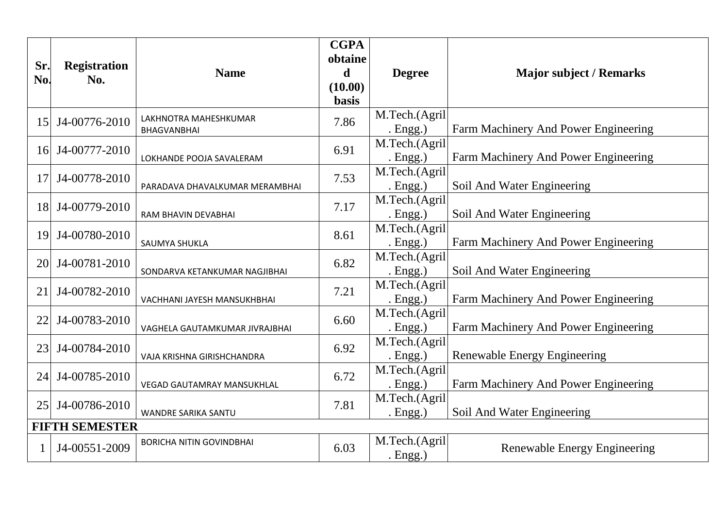| Sr. No. | Registration No. | Name | CGPA obtained (10.00) basis | Degree | Major subject / Remarks |
|---|---|---|---|---|---|
| 15 | J4-00776-2010 | LAKHNOTRA MAHESHKUMAR BHAGVANBHAI | 7.86 | M.Tech.(Agril. Engg.) | Farm Machinery And Power Engineering |
| 16 | J4-00777-2010 | LOKHANDE POOJA SAVALERAM | 6.91 | M.Tech.(Agril. Engg.) | Farm Machinery And Power Engineering |
| 17 | J4-00778-2010 | PARADAVA DHAVALKUMAR MERAMBHAI | 7.53 | M.Tech.(Agril. Engg.) | Soil And Water Engineering |
| 18 | J4-00779-2010 | RAM BHAVIN DEVABHAI | 7.17 | M.Tech.(Agril. Engg.) | Soil And Water Engineering |
| 19 | J4-00780-2010 | SAUMYA SHUKLA | 8.61 | M.Tech.(Agril. Engg.) | Farm Machinery And Power Engineering |
| 20 | J4-00781-2010 | SONDARVA KETANKUMAR NAGJIBHAI | 6.82 | M.Tech.(Agril. Engg.) | Soil And Water Engineering |
| 21 | J4-00782-2010 | VACHHANI JAYESH MANSUKHBHAI | 7.21 | M.Tech.(Agril. Engg.) | Farm Machinery And Power Engineering |
| 22 | J4-00783-2010 | VAGHELA GAUTAMKUMAR JIVRAJBHAI | 6.60 | M.Tech.(Agril. Engg.) | Farm Machinery And Power Engineering |
| 23 | J4-00784-2010 | VAJA KRISHNA GIRISHCHANDRA | 6.92 | M.Tech.(Agril. Engg.) | Renewable Energy Engineering |
| 24 | J4-00785-2010 | VEGAD GAUTAMRAY MANSUKHLAL | 6.72 | M.Tech.(Agril. Engg.) | Farm Machinery And Power Engineering |
| 25 | J4-00786-2010 | WANDRE SARIKA SANTU | 7.81 | M.Tech.(Agril. Engg.) | Soil And Water Engineering |
| **FIFTH SEMESTER** | | | | | |
| 1 | J4-00551-2009 | BORICHA NITIN GOVINDBHAI | 6.03 | M.Tech.(Agril. Engg.) | Renewable Energy Engineering |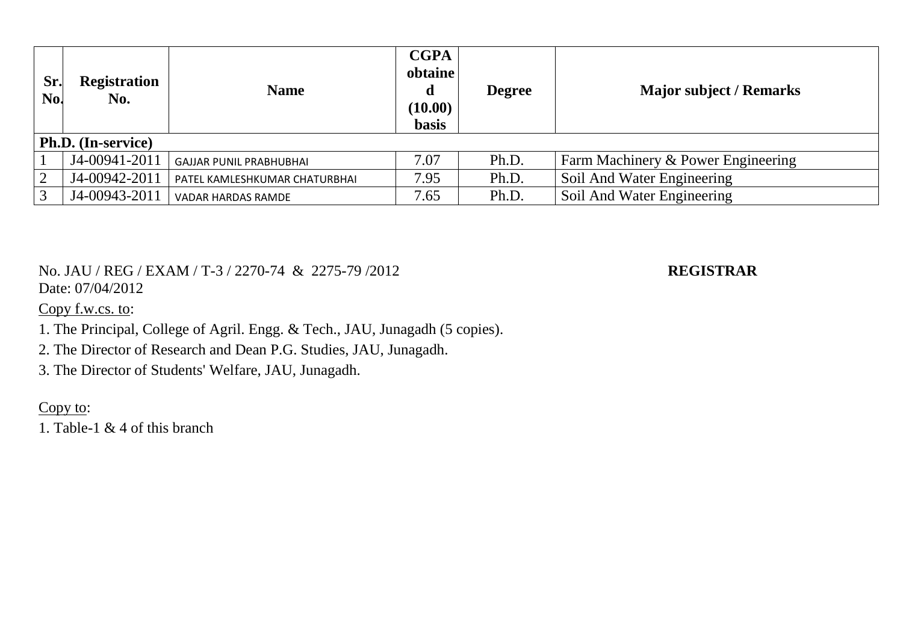| Sr. No. | Registration No. | Name | CGPA obtained (10.00) basis | Degree | Major subject / Remarks |
|---|---|---|---|---|---|
| **Ph.D. (In-service)** | | | | | |
| 1 | J4-00941-2011 | GAJJAR PUNIL PRABHUBHAI | 7.07 | Ph.D. | Farm Machinery & Power Engineering |
| 2 | J4-00942-2011 | PATEL KAMLESHKUMAR CHATURBHAI | 7.95 | Ph.D. | Soil And Water Engineering |
| 3 | J4-00943-2011 | VADAR HARDAS RAMDE | 7.65 | Ph.D. | Soil And Water Engineering |

No. JAU / REG / EXAM / T-3 / 2270-74 & 2275-79 /2012

Date: 07/04/2012

**REGISTRAR**

Copy f.w.cs. to:

1. The Principal, College of Agril. Engg. & Tech., JAU, Junagadh (5 copies).
2. The Director of Research and Dean P.G. Studies, JAU, Junagadh.
3. The Director of Students' Welfare, JAU, Junagadh.

Copy to:

1. Table-1 & 4 of this branch